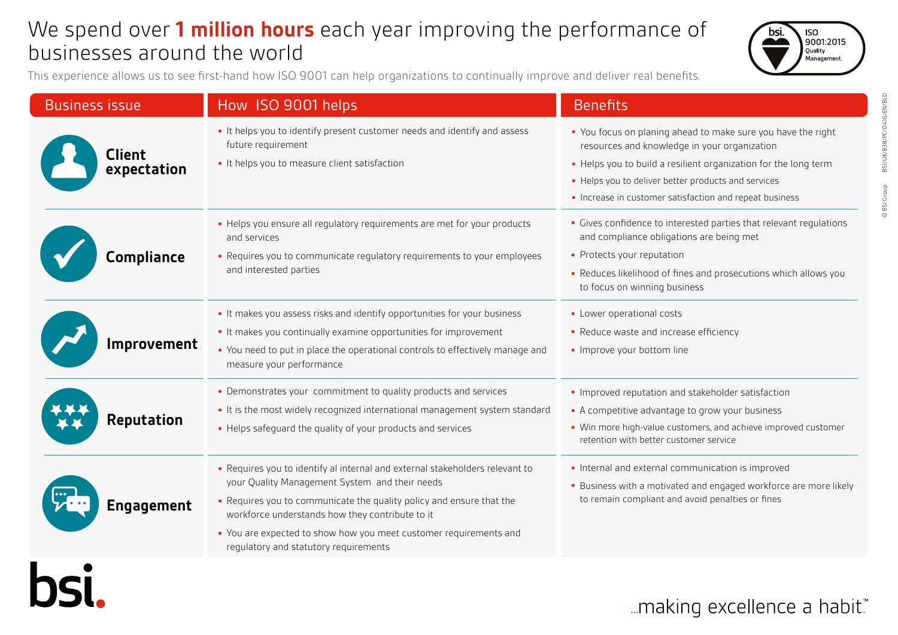# We spend over **1 million hours** each year improving the performance of businesses around the world

This experience allows us to see first-hand how ISO 9001 can help organizations to continually improve and deliver real benefits.

| Business issue | How ISO 9001 helps | Benefits |
|---|---|---|
| **Client expectation** | • It helps you to identify present customer needs and identify and assess future requirement<br>• It helps you to measure client satisfaction | • You focus on planing ahead to make sure you have the right resources and knowledge in your organization<br>• Helps you to build a resilient organization for the long term<br>• Helps you to deliver better products and services<br>• Increase in customer satisfaction and repeat business |
| **Compliance** | • Helps you ensure all regulatory requirements are met for your products and services<br>• Requires you to communicate regulatory requirements to your employees and interested parties | • Gives confidence to interested parties that relevant regulations and compliance obligations are being met<br>• Protects your reputation<br>• Reduces likelihood of fines and prosecutions which allows you to focus on winning business |
| **Improvement** | • It makes you assess risks and identify opportunities for your business<br>• It makes you continually examine opportunities for improvement<br>• You need to put in place the operational controls to effectively manage and measure your performance | • Lower operational costs<br>• Reduce waste and increase efficiency<br>• Improve your bottom line |
| **Reputation** | • Demonstrates your commitment to quality products and services<br>• It is the most widely recognized international management system standard<br>• Helps safeguard the quality of your products and services | • Improved reputation and stakeholder satisfaction<br>• A competitive advantage to grow your business<br>• Win more high-value customers, and achieve improved customer retention with better customer service |
| **Engagement** | • Requires you to identify al internal and external stakeholders relevant to your Quality Management System and their needs<br>• Requires you to communicate the quality policy and ensure that the workforce understands how they contribute to it<br>• You are expected to show how you meet customer requirements and regulatory and statutory requirements | • Internal and external communication is improved<br>• Business with a motivated and engaged workforce are more likely to remain compliant and avoid penalties or fines |

bsi.

...making excellence a habit.™

© BSI Group BSI/UK/838/PC/0416/EN/BLD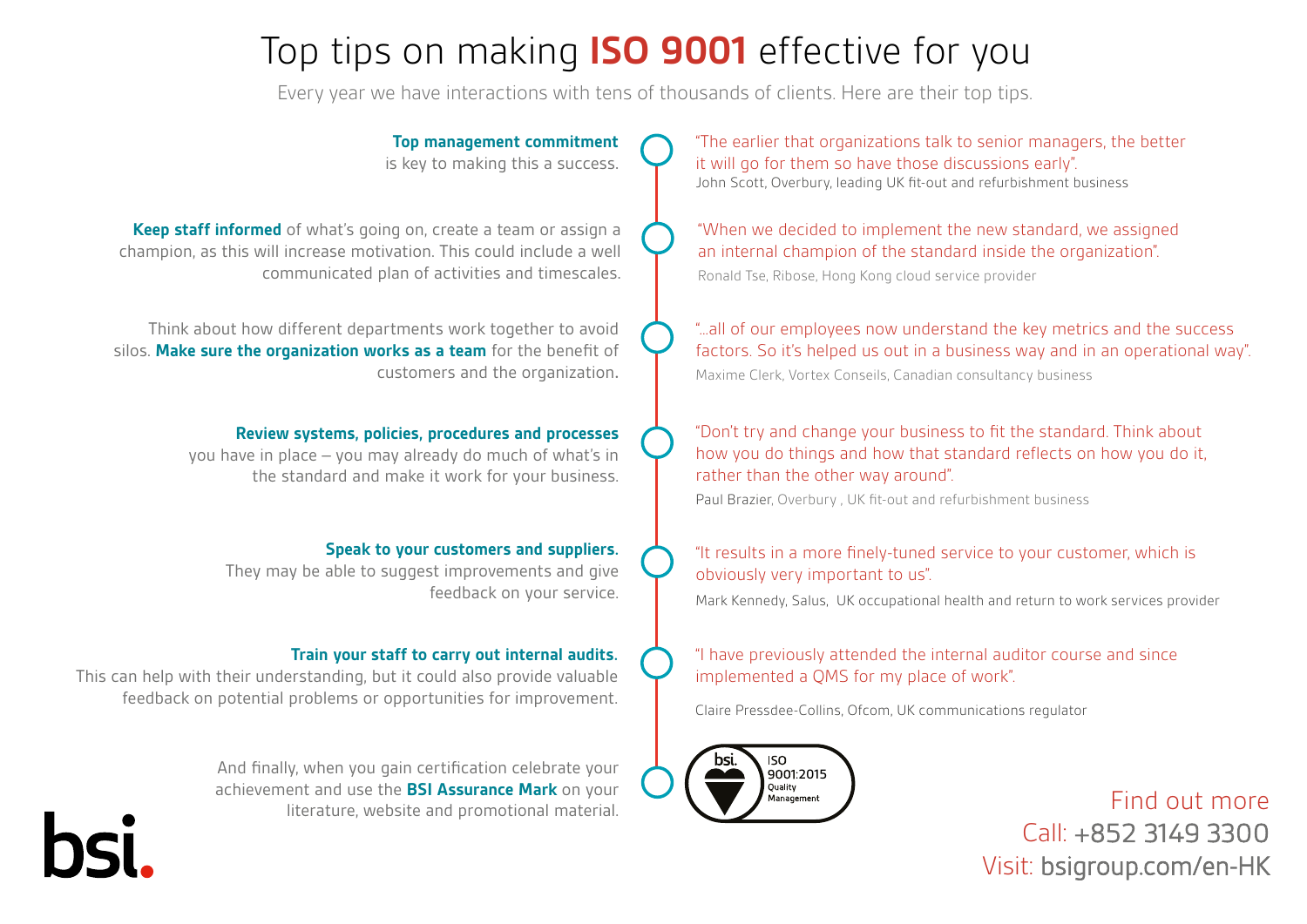# Top tips on making **ISO 9001** effective for you

Every year we have interactions with tens of thousands of clients. Here are their top tips.

**Top management commitment** is key to making this a success.

"The earlier that organizations talk to senior managers, the better it will go for them so have those discussions early".
John Scott, Overbury, leading UK fit-out and refurbishment business

**Keep staff informed** of what's going on, create a team or assign a champion, as this will increase motivation. This could include a well communicated plan of activities and timescales.

"When we decided to implement the new standard, we assigned an internal champion of the standard inside the organization".
Ronald Tse, Ribose, Hong Kong cloud service provider

Think about how different departments work together to avoid silos. **Make sure the organization works as a team** for the benefit of customers and the organization.

"...all of our employees now understand the key metrics and the success factors. So it's helped us out in a business way and in an operational way".
Maxime Clerk, Vortex Conseils, Canadian consultancy business

**Review systems, policies, procedures and processes** you have in place – you may already do much of what's in the standard and make it work for your business.

"Don't try and change your business to fit the standard. Think about how you do things and how that standard reflects on how you do it, rather than the other way around".
Paul Brazier, Overbury , UK fit-out and refurbishment business

**Speak to your customers and suppliers.** They may be able to suggest improvements and give feedback on your service.

"It results in a more finely-tuned service to your customer, which is obviously very important to us".
Mark Kennedy, Salus, UK occupational health and return to work services provider

**Train your staff to carry out internal audits.** This can help with their understanding, but it could also provide valuable feedback on potential problems or opportunities for improvement.

"I have previously attended the internal auditor course and since implemented a QMS for my place of work".
Claire Pressdee-Collins, Ofcom, UK communications regulator

And finally, when you gain certification celebrate your achievement and use the **BSI Assurance Mark** on your literature, website and promotional material.

bsi. ISO 9001:2015 Quality Management

bsi.

Find out more
Call: +852 3149 3300
Visit: bsigroup.com/en-HK